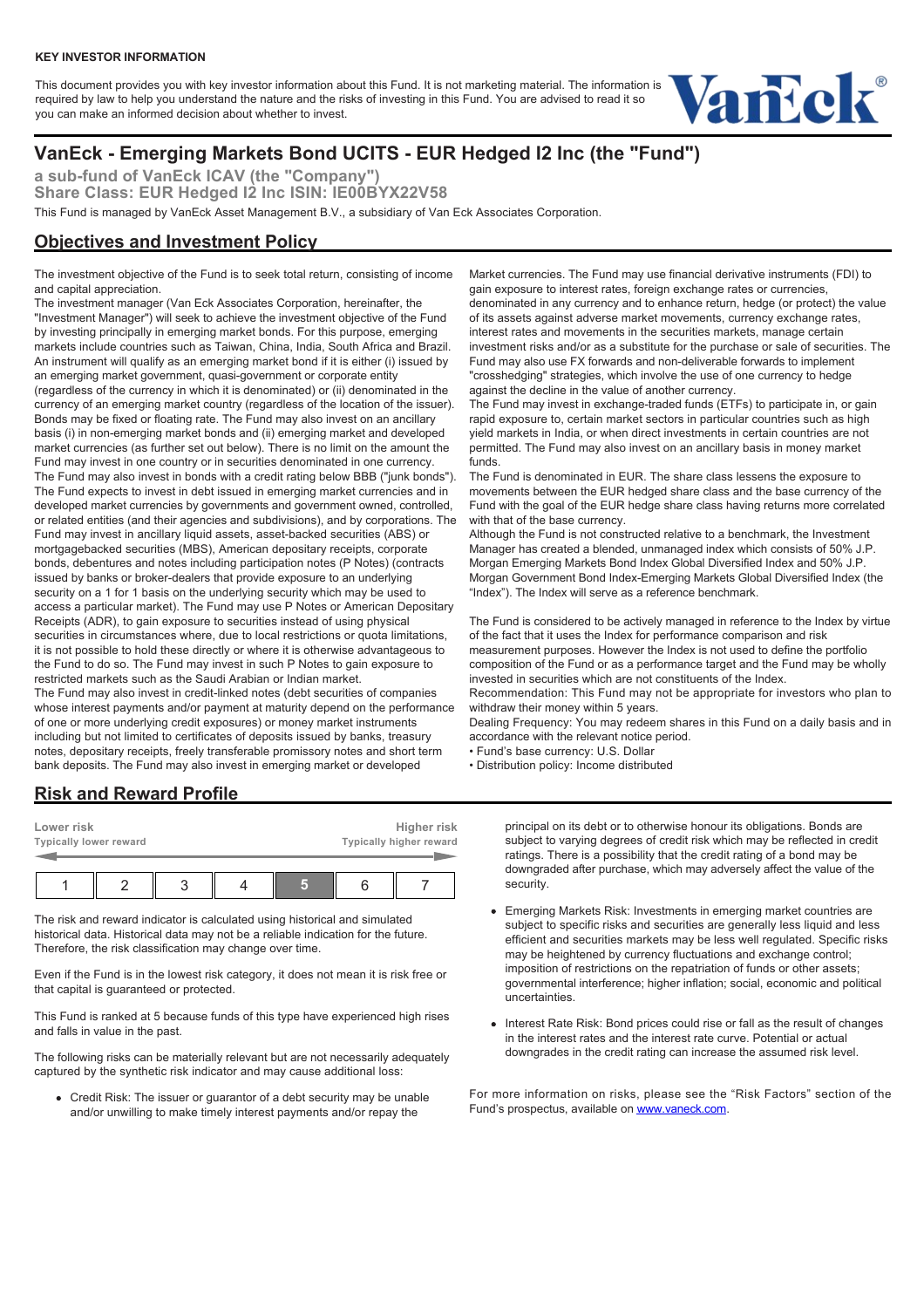**KEY INVESTOR INFORMATION**

This document provides you with key investor information about this Fund. It is not marketing material. The information is required by law to help you understand the nature and the risks of investing in this Fund. You are advised to read it so you can make an informed decision about whether to invest.

# VanEck - Emerging Markets Bond UCITS - EUR Hedged I2 Inc (the "Fund")

**a sub-fund of VanEck ICAV (the "Company")**
**Share Class: EUR Hedged I2 Inc ISIN: IE00BYX22V58**

This Fund is managed by VanEck Asset Management B.V., a subsidiary of Van Eck Associates Corporation.

## Objectives and Investment Policy

The investment objective of the Fund is to seek total return, consisting of income and capital appreciation.
The investment manager (Van Eck Associates Corporation, hereinafter, the "Investment Manager") will seek to achieve the investment objective of the Fund by investing principally in emerging market bonds. For this purpose, emerging markets include countries such as Taiwan, China, India, South Africa and Brazil. An instrument will qualify as an emerging market bond if it is either (i) issued by an emerging market government, quasi-government or corporate entity (regardless of the currency in which it is denominated) or (ii) denominated in the currency of an emerging market country (regardless of the location of the issuer). Bonds may be fixed or floating rate. The Fund may also invest on an ancillary basis (i) in non-emerging market bonds and (ii) emerging market and developed market currencies (as further set out below). There is no limit on the amount the Fund may invest in one country or in securities denominated in one currency.
The Fund may also invest in bonds with a credit rating below BBB ("junk bonds"). The Fund expects to invest in debt issued in emerging market currencies and in developed market currencies by governments and government owned, controlled, or related entities (and their agencies and subdivisions), and by corporations. The Fund may invest in ancillary liquid assets, asset-backed securities (ABS) or mortgagebacked securities (MBS), American depositary receipts, corporate bonds, debentures and notes including participation notes (P Notes) (contracts issued by banks or broker-dealers that provide exposure to an underlying security on a 1 for 1 basis on the underlying security which may be used to access a particular market). The Fund may use P Notes or American Depositary Receipts (ADR), to gain exposure to securities instead of using physical securities in circumstances where, due to local restrictions or quota limitations, it is not possible to hold these directly or where it is otherwise advantageous to the Fund to do so. The Fund may invest in such P Notes to gain exposure to restricted markets such as the Saudi Arabian or Indian market.
The Fund may also invest in credit-linked notes (debt securities of companies whose interest payments and/or payment at maturity depend on the performance of one or more underlying credit exposures) or money market instruments including but not limited to certificates of deposits issued by banks, treasury notes, depositary receipts, freely transferable promissory notes and short term bank deposits. The Fund may also invest in emerging market or developed Market currencies. The Fund may use financial derivative instruments (FDI) to gain exposure to interest rates, foreign exchange rates or currencies, denominated in any currency and to enhance return, hedge (or protect) the value of its assets against adverse market movements, currency exchange rates, interest rates and movements in the securities markets, manage certain investment risks and/or as a substitute for the purchase or sale of securities. The Fund may also use FX forwards and non-deliverable forwards to implement "crosshedging" strategies, which involve the use of one currency to hedge against the decline in the value of another currency.
The Fund may invest in exchange-traded funds (ETFs) to participate in, or gain rapid exposure to, certain market sectors in particular countries such as high yield markets in India, or when direct investments in certain countries are not permitted. The Fund may also invest on an ancillary basis in money market funds.
The Fund is denominated in EUR. The share class lessens the exposure to movements between the EUR hedged share class and the base currency of the Fund with the goal of the EUR hedge share class having returns more correlated with that of the base currency.
Although the Fund is not constructed relative to a benchmark, the Investment Manager has created a blended, unmanaged index which consists of 50% J.P. Morgan Emerging Markets Bond Index Global Diversified Index and 50% J.P. Morgan Government Bond Index-Emerging Markets Global Diversified Index (the "Index"). The Index will serve as a reference benchmark.

The Fund is considered to be actively managed in reference to the Index by virtue of the fact that it uses the Index for performance comparison and risk measurement purposes. However the Index is not used to define the portfolio composition of the Fund or as a performance target and the Fund may be wholly invested in securities which are not constituents of the Index.
Recommendation: This Fund may not be appropriate for investors who plan to withdraw their money within 5 years.
Dealing Frequency: You may redeem shares in this Fund on a daily basis and in accordance with the relevant notice period.
• Fund's base currency: U.S. Dollar
• Distribution policy: Income distributed

## Risk and Reward Profile

| Lower risk<br>Typically lower reward | | | | | | Higher risk<br>Typically higher reward |
|---|---|---|---|---|---|---|
| 1 | 2 | 3 | 4 | **5** | 6 | 7 |

The risk and reward indicator is calculated using historical and simulated historical data. Historical data may not be a reliable indication for the future. Therefore, the risk classification may change over time.

Even if the Fund is in the lowest risk category, it does not mean it is risk free or that capital is guaranteed or protected.

This Fund is ranked at 5 because funds of this type have experienced high rises and falls in value in the past.

The following risks can be materially relevant but are not necessarily adequately captured by the synthetic risk indicator and may cause additional loss:

- Credit Risk: The issuer or guarantor of a debt security may be unable and/or unwilling to make timely interest payments and/or repay the principal on its debt or to otherwise honour its obligations. Bonds are subject to varying degrees of credit risk which may be reflected in credit ratings. There is a possibility that the credit rating of a bond may be downgraded after purchase, which may adversely affect the value of the security.
- Emerging Markets Risk: Investments in emerging market countries are subject to specific risks and securities are generally less liquid and less efficient and securities markets may be less well regulated. Specific risks may be heightened by currency fluctuations and exchange control; imposition of restrictions on the repatriation of funds or other assets; governmental interference; higher inflation; social, economic and political uncertainties.
- Interest Rate Risk: Bond prices could rise or fall as the result of changes in the interest rates and the interest rate curve. Potential or actual downgrades in the credit rating can increase the assumed risk level.

For more information on risks, please see the "Risk Factors" section of the Fund's prospectus, available on [www.vaneck.com](http://www.vaneck.com).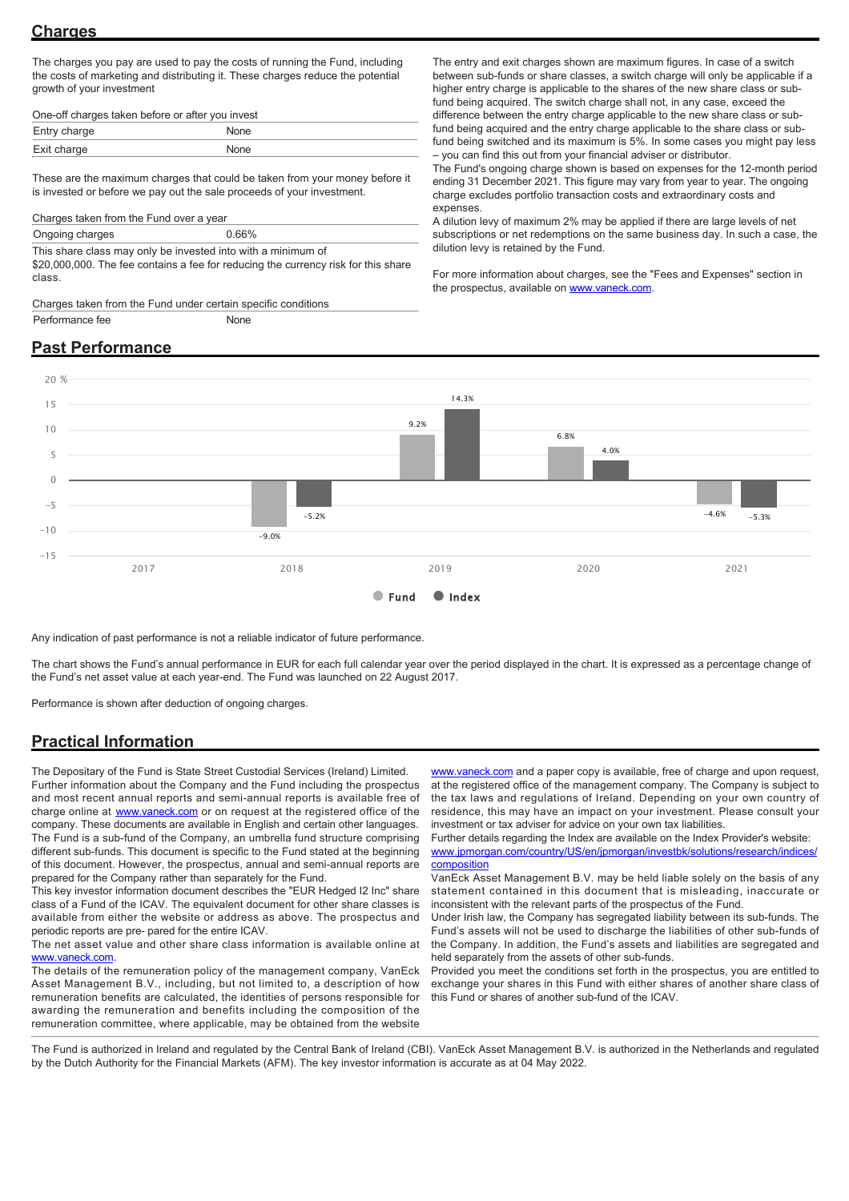## Charges

The charges you pay are used to pay the costs of running the Fund, including the costs of marketing and distributing it. These charges reduce the potential growth of your investment

| One-off charges taken before or after you invest | |
|---|---|
| Entry charge | None |
| Exit charge | None |

These are the maximum charges that could be taken from your money before it is invested or before we pay out the sale proceeds of your investment.

| Charges taken from the Fund over a year | |
|---|---|
| Ongoing charges | 0.66% |

This share class may only be invested into with a minimum of $20,000,000. The fee contains a fee for reducing the currency risk for this share class.

| Charges taken from the Fund under certain specific conditions | |
|---|---|
| Performance fee | None |

The entry and exit charges shown are maximum figures. In case of a switch between sub-funds or share classes, a switch charge will only be applicable if a higher entry charge is applicable to the shares of the new share class or sub-fund being acquired. The switch charge shall not, in any case, exceed the difference between the entry charge applicable to the new share class or sub-fund being acquired and the entry charge applicable to the share class or sub-fund being switched and its maximum is 5%. In some cases you might pay less – you can find this out from your financial adviser or distributor.

The Fund's ongoing charge shown is based on expenses for the 12-month period ending 31 December 2021. This figure may vary from year to year. The ongoing charge excludes portfolio transaction costs and extraordinary costs and expenses.

A dilution levy of maximum 2% may be applied if there are large levels of net subscriptions or net redemptions on the same business day. In such a case, the dilution levy is retained by the Fund.

For more information about charges, see the "Fees and Expenses" section in the prospectus, available on www.vaneck.com.

## Past Performance

20 %
15
10
5
0
−5
−10
−15

2017
2018: −9.0% −5.2%
2019: 9.2% 14.3%
2020: 6.8% 4.0%
2021: −4.6% −5.3%

Fund
Index

Any indication of past performance is not a reliable indicator of future performance.

The chart shows the Fund's annual performance in EUR for each full calendar year over the period displayed in the chart. It is expressed as a percentage change of the Fund's net asset value at each year-end. The Fund was launched on 22 August 2017.

Performance is shown after deduction of ongoing charges.

## Practical Information

The Depositary of the Fund is State Street Custodial Services (Ireland) Limited.
Further information about the Company and the Fund including the prospectus and most recent annual reports and semi-annual reports is available free of charge online at www.vaneck.com or on request at the registered office of the company. These documents are available in English and certain other languages.
The Fund is a sub-fund of the Company, an umbrella fund structure comprising different sub-funds. This document is specific to the Fund stated at the beginning of this document. However, the prospectus, annual and semi-annual reports are prepared for the Company rather than separately for the Fund.
This key investor information document describes the "EUR Hedged I2 Inc" share class of a Fund of the ICAV. The equivalent document for other share classes is available from either the website or address as above. The prospectus and periodic reports are pre- pared for the entire ICAV.
The net asset value and other share class information is available online at www.vaneck.com.
The details of the remuneration policy of the management company, VanEck Asset Management B.V., including, but not limited to, a description of how remuneration benefits are calculated, the identities of persons responsible for awarding the remuneration and benefits including the composition of the remuneration committee, where applicable, may be obtained from the website www.vaneck.com and a paper copy is available, free of charge and upon request, at the registered office of the management company. The Company is subject to the tax laws and regulations of Ireland. Depending on your own country of residence, this may have an impact on your investment. Please consult your investment or tax adviser for advice on your own tax liabilities.
Further details regarding the Index are available on the Index Provider's website: www.jpmorgan.com/country/US/en/jpmorgan/investbk/solutions/research/indices/composition
VanEck Asset Management B.V. may be held liable solely on the basis of any statement contained in this document that is misleading, inaccurate or inconsistent with the relevant parts of the prospectus of the Fund.
Under Irish law, the Company has segregated liability between its sub-funds. The Fund's assets will not be used to discharge the liabilities of other sub-funds of the Company. In addition, the Fund's assets and liabilities are segregated and held separately from the assets of other sub-funds.
Provided you meet the conditions set forth in the prospectus, you are entitled to exchange your shares in this Fund with either shares of another share class of this Fund or shares of another sub-fund of the ICAV.

The Fund is authorized in Ireland and regulated by the Central Bank of Ireland (CBI). VanEck Asset Management B.V. is authorized in the Netherlands and regulated by the Dutch Authority for the Financial Markets (AFM). The key investor information is accurate as at 04 May 2022.